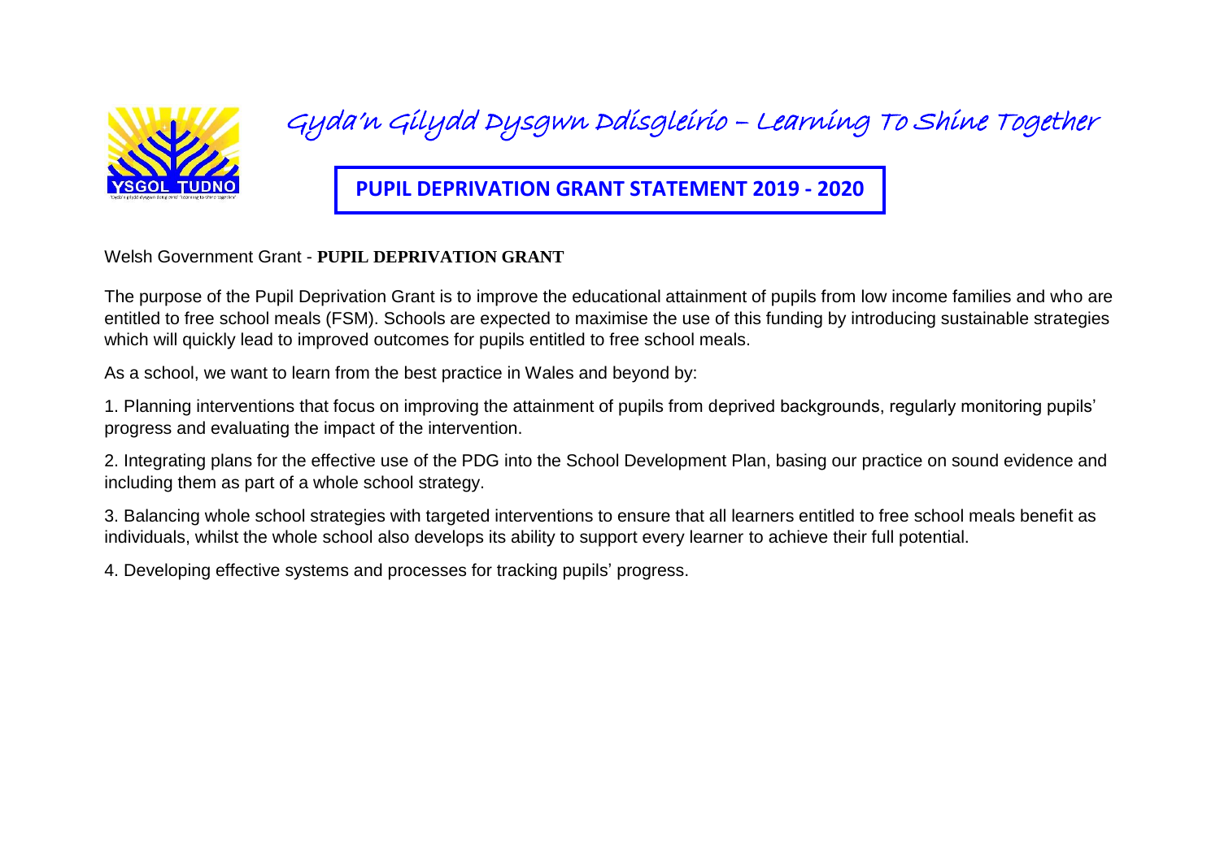# Gyda'n Gilydd Dysgwn Ddisgleirio – Learning To Shine Together

## PUPIL DEPRIVATION GRANT STATEMENT 2019 - 2020

Welsh Government Grant - **PUPIL DEPRIVATION GRANT**

The purpose of the Pupil Deprivation Grant is to improve the educational attainment of pupils from low income families and who are entitled to free school meals (FSM). Schools are expected to maximise the use of this funding by introducing sustainable strategies which will quickly lead to improved outcomes for pupils entitled to free school meals.

As a school, we want to learn from the best practice in Wales and beyond by:

1. Planning interventions that focus on improving the attainment of pupils from deprived backgrounds, regularly monitoring pupils' progress and evaluating the impact of the intervention.

2. Integrating plans for the effective use of the PDG into the School Development Plan, basing our practice on sound evidence and including them as part of a whole school strategy.

3. Balancing whole school strategies with targeted interventions to ensure that all learners entitled to free school meals benefit as individuals, whilst the whole school also develops its ability to support every learner to achieve their full potential.

4. Developing effective systems and processes for tracking pupils' progress.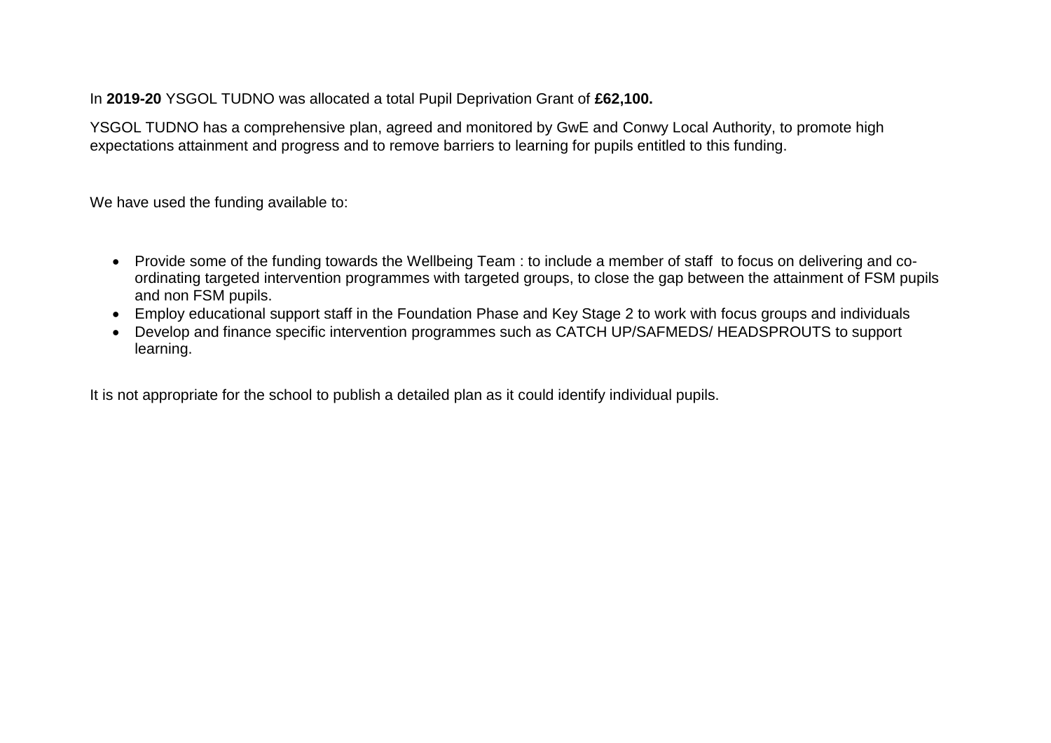In **2019-20** YSGOL TUDNO was allocated a total Pupil Deprivation Grant of **£62,100.**

YSGOL TUDNO has a comprehensive plan, agreed and monitored by GwE and Conwy Local Authority, to promote high expectations attainment and progress and to remove barriers to learning for pupils entitled to this funding.

We have used the funding available to:

- Provide some of the funding towards the Wellbeing Team : to include a member of staff to focus on delivering and co-ordinating targeted intervention programmes with targeted groups, to close the gap between the attainment of FSM pupils and non FSM pupils.
- Employ educational support staff in the Foundation Phase and Key Stage 2 to work with focus groups and individuals
- Develop and finance specific intervention programmes such as CATCH UP/SAFMEDS/ HEADSPROUTS to support learning.

It is not appropriate for the school to publish a detailed plan as it could identify individual pupils.